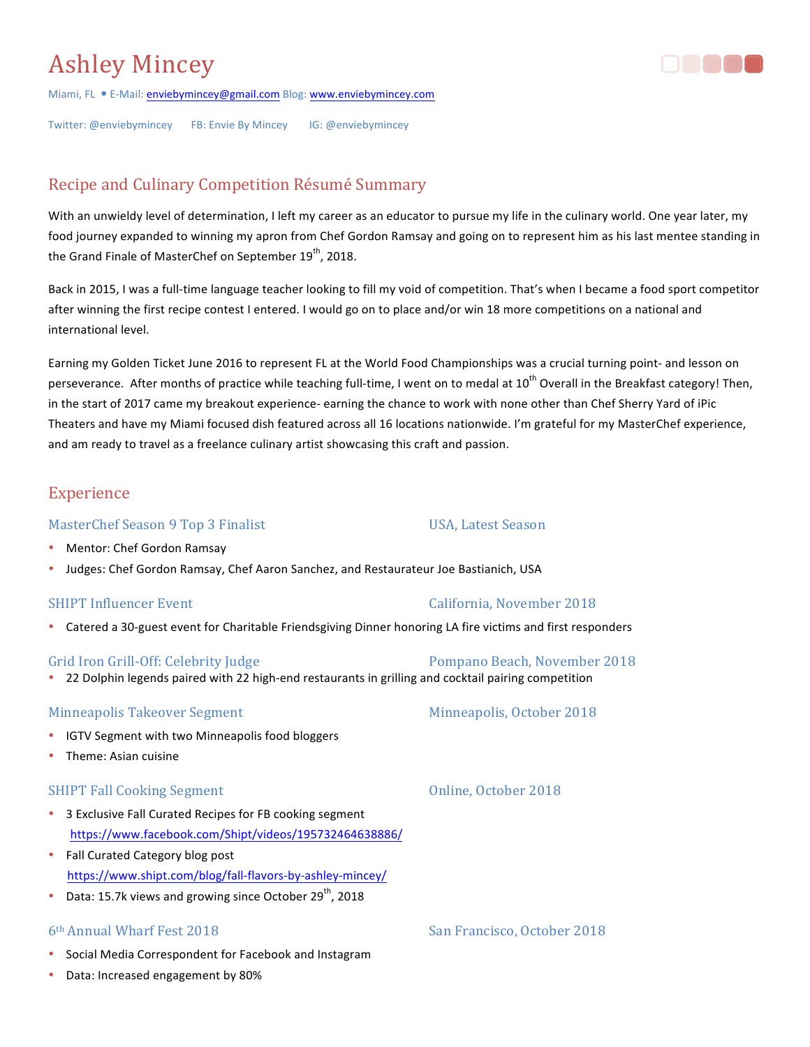# Ashley Mincey

Miami, FL • E-Mail: enviebymincey@gmail.com Blog: www.enviebymincey.com

Twitter: @enviebymincey FB: Envie By Mincey IG: @enviebymincey

## Recipe and Culinary Competition Résumé Summary

With an unwieldy level of determination, I left my career as an educator to pursue my life in the culinary world. One year later, my food journey expanded to winning my apron from Chef Gordon Ramsay and going on to represent him as his last mentee standing in the Grand Finale of MasterChef on September 19th, 2018.

Back in 2015, I was a full-time language teacher looking to fill my void of competition. That's when I became a food sport competitor after winning the first recipe contest I entered. I would go on to place and/or win 18 more competitions on a national and international level.

Earning my Golden Ticket June 2016 to represent FL at the World Food Championships was a crucial turning point- and lesson on perseverance. After months of practice while teaching full-time, I went on to medal at 10th Overall in the Breakfast category! Then, in the start of 2017 came my breakout experience- earning the chance to work with none other than Chef Sherry Yard of iPic Theaters and have my Miami focused dish featured across all 16 locations nationwide. I'm grateful for my MasterChef experience, and am ready to travel as a freelance culinary artist showcasing this craft and passion.

## Experience

### MasterChef Season 9 Top 3 Finalist — USA, Latest Season

- Mentor: Chef Gordon Ramsay
- Judges: Chef Gordon Ramsay, Chef Aaron Sanchez, and Restaurateur Joe Bastianich, USA

### SHIPT Influencer Event — California, November 2018

- Catered a 30-guest event for Charitable Friendsgiving Dinner honoring LA fire victims and first responders

### Grid Iron Grill-Off: Celebrity Judge — Pompano Beach, November 2018

- 22 Dolphin legends paired with 22 high-end restaurants in grilling and cocktail pairing competition

### Minneapolis Takeover Segment — Minneapolis, October 2018

- IGTV Segment with two Minneapolis food bloggers
- Theme: Asian cuisine

### SHIPT Fall Cooking Segment — Online, October 2018

- 3 Exclusive Fall Curated Recipes for FB cooking segment
  https://www.facebook.com/Shipt/videos/195732464638886/
- Fall Curated Category blog post
  https://www.shipt.com/blog/fall-flavors-by-ashley-mincey/
- Data: 15.7k views and growing since October 29th, 2018

### 6th Annual Wharf Fest 2018 — San Francisco, October 2018

- Social Media Correspondent for Facebook and Instagram
- Data: Increased engagement by 80%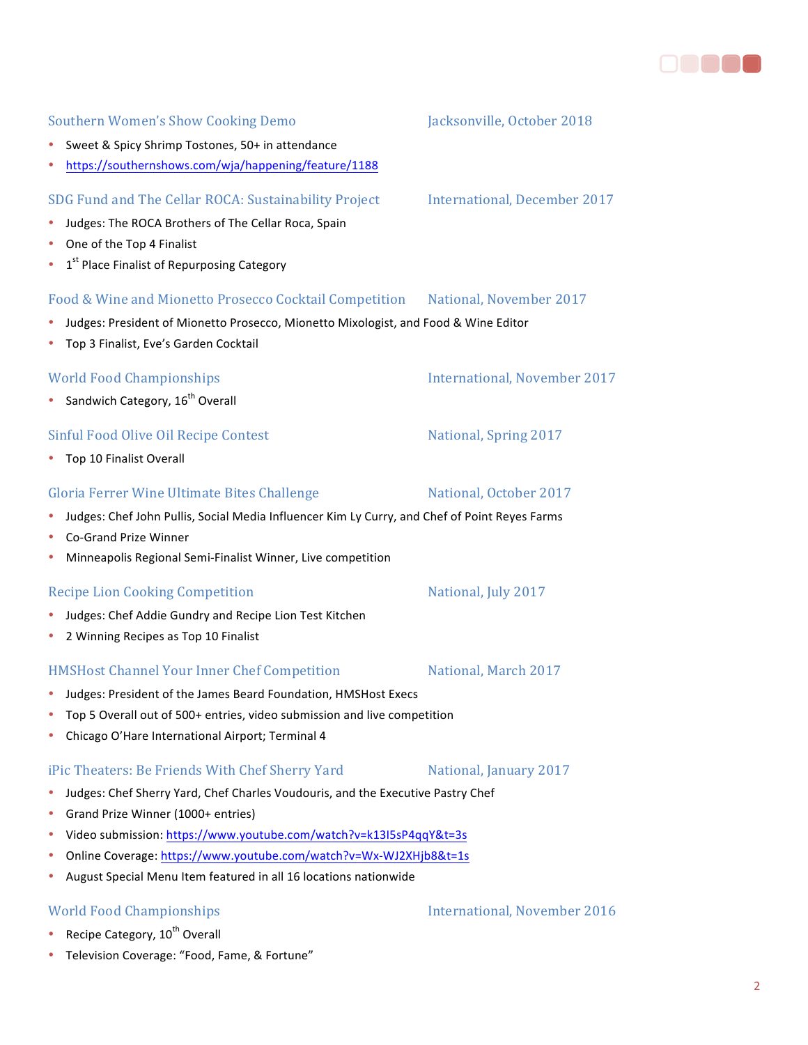### Southern Women's Show Cooking Demo — Jacksonville, October 2018

- Sweet & Spicy Shrimp Tostones, 50+ in attendance
- https://southernshows.com/wja/happening/feature/1188

### SDG Fund and The Cellar ROCA: Sustainability Project — International, December 2017

- Judges: The ROCA Brothers of The Cellar Roca, Spain
- One of the Top 4 Finalist
- 1st Place Finalist of Repurposing Category

### Food & Wine and Mionetto Prosecco Cocktail Competition — National, November 2017

- Judges: President of Mionetto Prosecco, Mionetto Mixologist, and Food & Wine Editor
- Top 3 Finalist, Eve's Garden Cocktail

### World Food Championships — International, November 2017

- Sandwich Category, 16th Overall

### Sinful Food Olive Oil Recipe Contest — National, Spring 2017

- Top 10 Finalist Overall

### Gloria Ferrer Wine Ultimate Bites Challenge — National, October 2017

- Judges: Chef John Pullis, Social Media Influencer Kim Ly Curry, and Chef of Point Reyes Farms
- Co-Grand Prize Winner
- Minneapolis Regional Semi-Finalist Winner, Live competition

### Recipe Lion Cooking Competition — National, July 2017

- Judges: Chef Addie Gundry and Recipe Lion Test Kitchen
- 2 Winning Recipes as Top 10 Finalist

### HMSHost Channel Your Inner Chef Competition — National, March 2017

- Judges: President of the James Beard Foundation, HMSHost Execs
- Top 5 Overall out of 500+ entries, video submission and live competition
- Chicago O'Hare International Airport; Terminal 4

### iPic Theaters: Be Friends With Chef Sherry Yard — National, January 2017

- Judges: Chef Sherry Yard, Chef Charles Voudouris, and the Executive Pastry Chef
- Grand Prize Winner (1000+ entries)
- Video submission: https://www.youtube.com/watch?v=k13I5sP4qqY&t=3s
- Online Coverage: https://www.youtube.com/watch?v=Wx-WJ2XHjb8&t=1s
- August Special Menu Item featured in all 16 locations nationwide

### World Food Championships — International, November 2016

- Recipe Category, 10th Overall
- Television Coverage: "Food, Fame, & Fortune"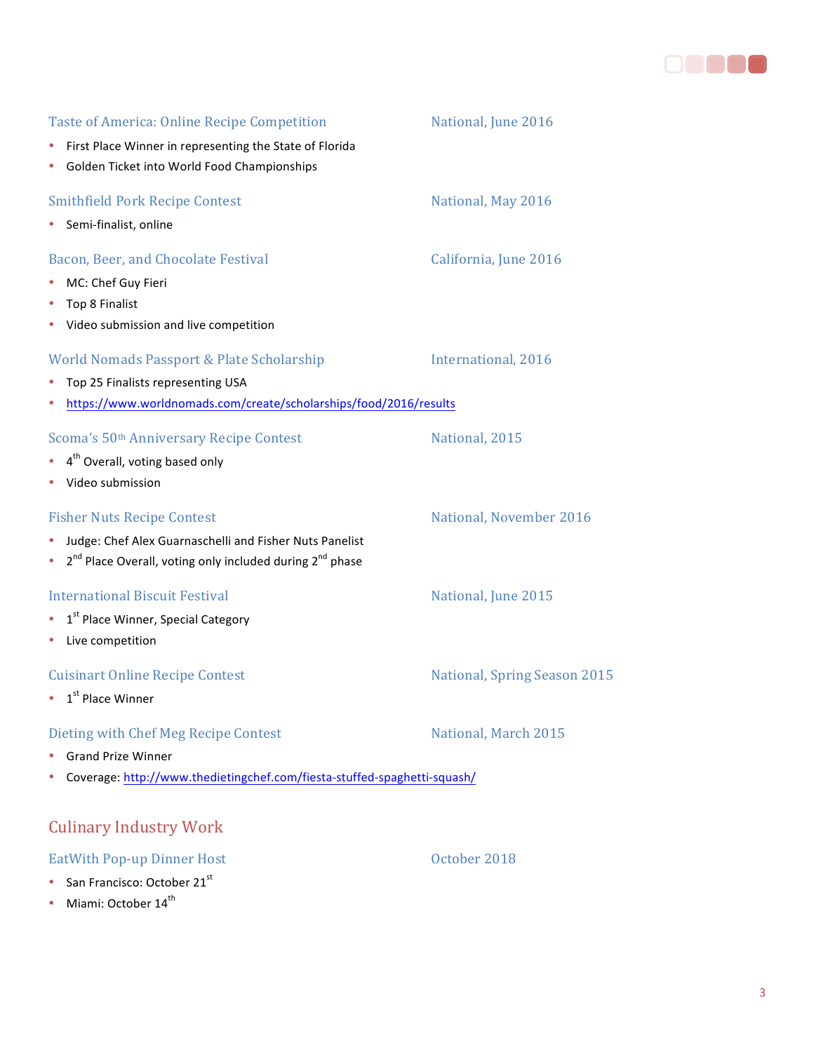### Taste of America: Online Recipe Competition — National, June 2016

- First Place Winner in representing the State of Florida
- Golden Ticket into World Food Championships

### Smithfield Pork Recipe Contest — National, May 2016

- Semi-finalist, online

### Bacon, Beer, and Chocolate Festival — California, June 2016

- MC: Chef Guy Fieri
- Top 8 Finalist
- Video submission and live competition

### World Nomads Passport & Plate Scholarship — International, 2016

- Top 25 Finalists representing USA
- https://www.worldnomads.com/create/scholarships/food/2016/results

### Scoma's 50th Anniversary Recipe Contest — National, 2015

- 4th Overall, voting based only
- Video submission

### Fisher Nuts Recipe Contest — National, November 2016

- Judge: Chef Alex Guarnaschelli and Fisher Nuts Panelist
- 2nd Place Overall, voting only included during 2nd phase

### International Biscuit Festival — National, June 2015

- 1st Place Winner, Special Category
- Live competition

### Cuisinart Online Recipe Contest — National, Spring Season 2015

- 1st Place Winner

### Dieting with Chef Meg Recipe Contest — National, March 2015

- Grand Prize Winner
- Coverage: http://www.thedietingchef.com/fiesta-stuffed-spaghetti-squash/

## Culinary Industry Work

### EatWith Pop-up Dinner Host — October 2018

- San Francisco: October 21st
- Miami: October 14th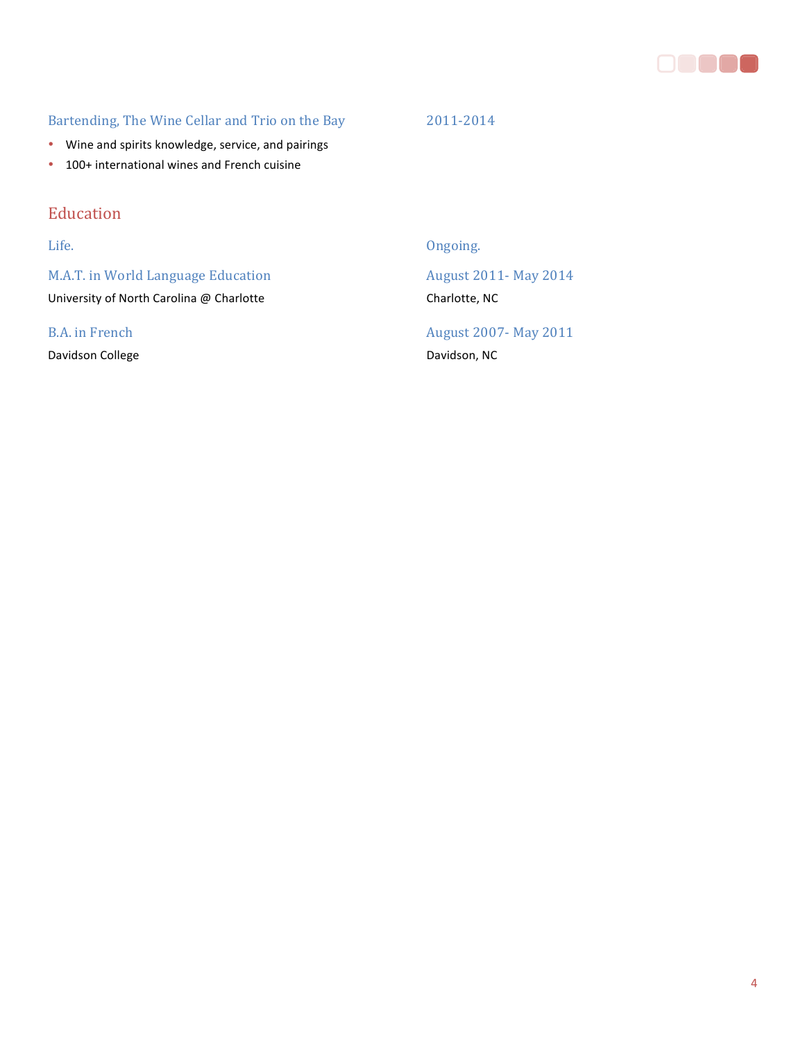### Bartending, The Wine Cellar and Trio on the Bay — 2011-2014

- Wine and spirits knowledge, service, and pairings
- 100+ international wines and French cuisine

## Education

### Life. — Ongoing.

### M.A.T. in World Language Education — August 2011- May 2014

University of North Carolina @ Charlotte — Charlotte, NC

### B.A. in French — August 2007- May 2011

Davidson College — Davidson, NC